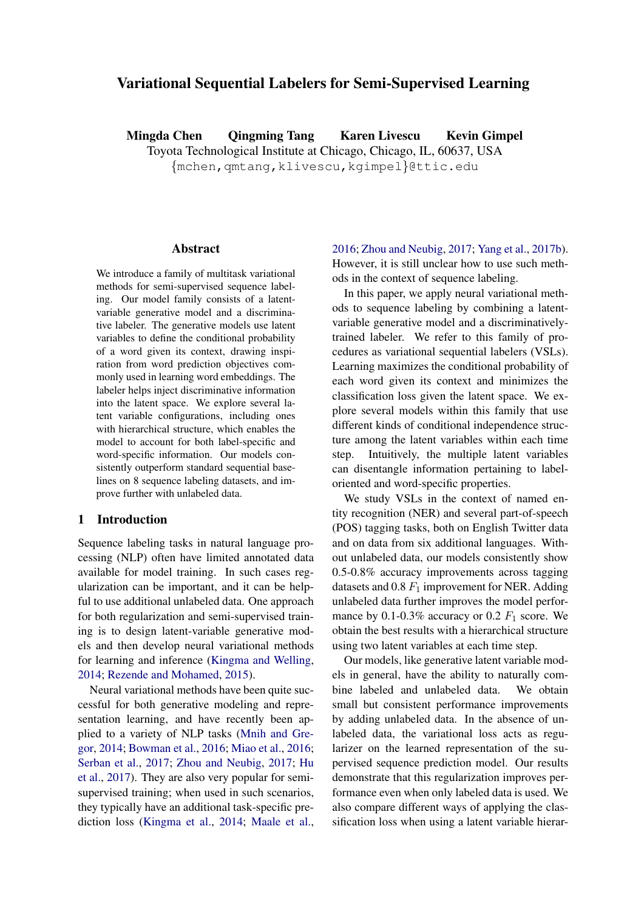# Variational Sequential Labelers for Semi-Supervised Learning

**Mingda Chen Qingming Tang Karen Livescu Kevin Gimpel**

Toyota Technological Institute at Chicago, Chicago, IL, 60637, USA

{mchen,qmtang,klivescu,kgimpel}@ttic.edu

## Abstract

We introduce a family of multitask variational methods for semi-supervised sequence labeling. Our model family consists of a latent-variable generative model and a discriminative labeler. The generative models use latent variables to define the conditional probability of a word given its context, drawing inspiration from word prediction objectives commonly used in learning word embeddings. The labeler helps inject discriminative information into the latent space. We explore several latent variable configurations, including ones with hierarchical structure, which enables the model to account for both label-specific and word-specific information. Our models consistently outperform standard sequential baselines on 8 sequence labeling datasets, and improve further with unlabeled data.

## 1 Introduction

Sequence labeling tasks in natural language processing (NLP) often have limited annotated data available for model training. In such cases regularization can be important, and it can be helpful to use additional unlabeled data. One approach for both regularization and semi-supervised training is to design latent-variable generative models and then develop neural variational methods for learning and inference (Kingma and Welling, 2014; Rezende and Mohamed, 2015).

Neural variational methods have been quite successful for both generative modeling and representation learning, and have recently been applied to a variety of NLP tasks (Mnih and Gregor, 2014; Bowman et al., 2016; Miao et al., 2016; Serban et al., 2017; Zhou and Neubig, 2017; Hu et al., 2017). They are also very popular for semi-supervised training; when used in such scenarios, they typically have an additional task-specific prediction loss (Kingma et al., 2014; Maale et al., 2016; Zhou and Neubig, 2017; Yang et al., 2017b). However, it is still unclear how to use such methods in the context of sequence labeling.

In this paper, we apply neural variational methods to sequence labeling by combining a latent-variable generative model and a discriminatively-trained labeler. We refer to this family of procedures as variational sequential labelers (VSLs). Learning maximizes the conditional probability of each word given its context and minimizes the classification loss given the latent space. We explore several models within this family that use different kinds of conditional independence structure among the latent variables within each time step. Intuitively, the multiple latent variables can disentangle information pertaining to label-oriented and word-specific properties.

We study VSLs in the context of named entity recognition (NER) and several part-of-speech (POS) tagging tasks, both on English Twitter data and on data from six additional languages. Without unlabeled data, our models consistently show 0.5-0.8% accuracy improvements across tagging datasets and 0.8 $F_1$ improvement for NER. Adding unlabeled data further improves the model performance by 0.1-0.3% accuracy or 0.2 $F_1$ score. We obtain the best results with a hierarchical structure using two latent variables at each time step.

Our models, like generative latent variable models in general, have the ability to naturally combine labeled and unlabeled data. We obtain small but consistent performance improvements by adding unlabeled data. In the absence of unlabeled data, the variational loss acts as regularizer on the learned representation of the supervised sequence prediction model. Our results demonstrate that this regularization improves performance even when only labeled data is used. We also compare different ways of applying the classification loss when using a latent variable hierar-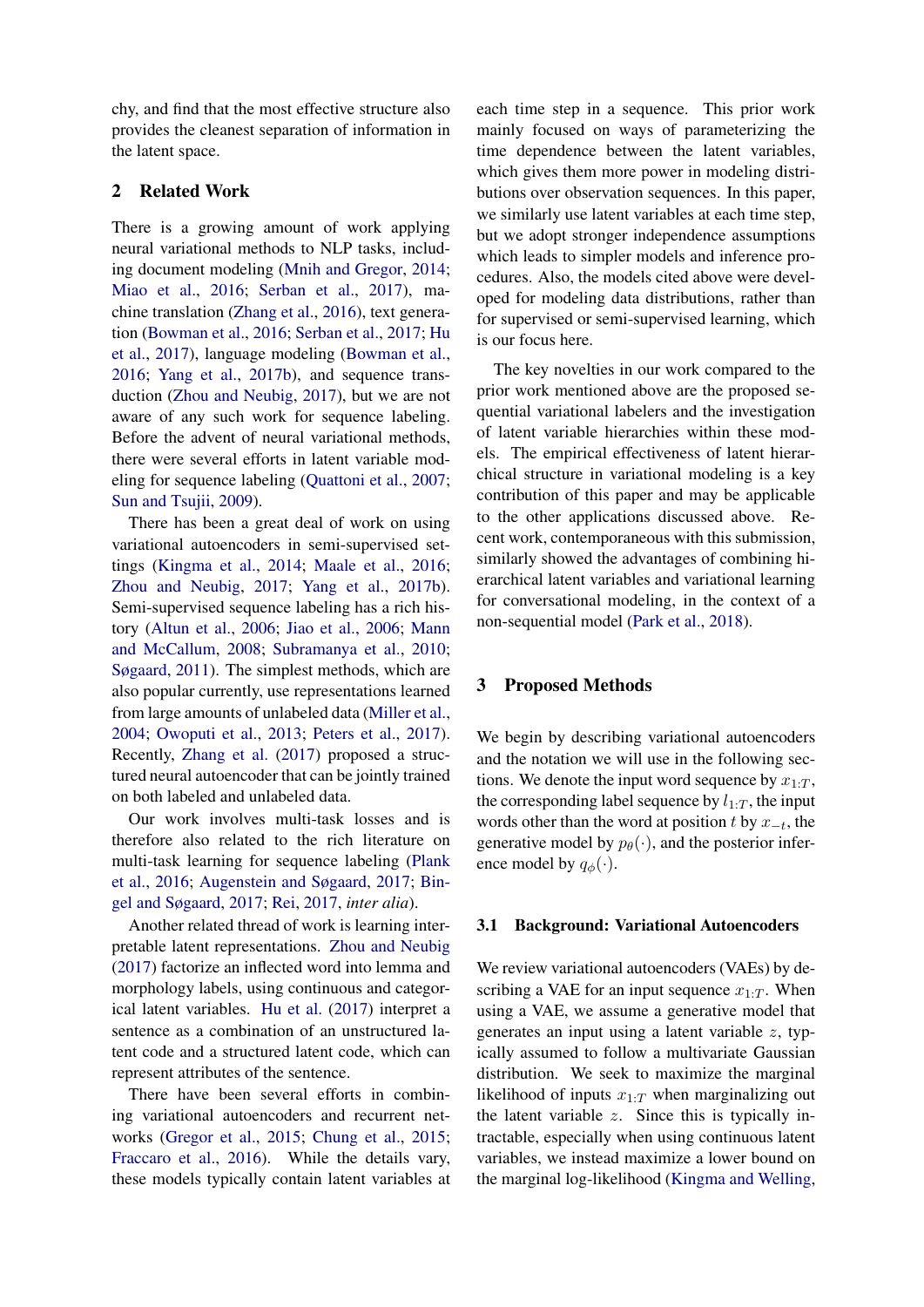chy, and find that the most effective structure also provides the cleanest separation of information in the latent space.

## 2 Related Work

There is a growing amount of work applying neural variational methods to NLP tasks, including document modeling (Mnih and Gregor, 2014; Miao et al., 2016; Serban et al., 2017), machine translation (Zhang et al., 2016), text generation (Bowman et al., 2016; Serban et al., 2017; Hu et al., 2017), language modeling (Bowman et al., 2016; Yang et al., 2017b), and sequence transduction (Zhou and Neubig, 2017), but we are not aware of any such work for sequence labeling. Before the advent of neural variational methods, there were several efforts in latent variable modeling for sequence labeling (Quattoni et al., 2007; Sun and Tsujii, 2009).

There has been a great deal of work on using variational autoencoders in semi-supervised settings (Kingma et al., 2014; Maale et al., 2016; Zhou and Neubig, 2017; Yang et al., 2017b). Semi-supervised sequence labeling has a rich history (Altun et al., 2006; Jiao et al., 2006; Mann and McCallum, 2008; Subramanya et al., 2010; Søgaard, 2011). The simplest methods, which are also popular currently, use representations learned from large amounts of unlabeled data (Miller et al., 2004; Owoputi et al., 2013; Peters et al., 2017). Recently, Zhang et al. (2017) proposed a structured neural autoencoder that can be jointly trained on both labeled and unlabeled data.

Our work involves multi-task losses and is therefore also related to the rich literature on multi-task learning for sequence labeling (Plank et al., 2016; Augenstein and Søgaard, 2017; Bingel and Søgaard, 2017; Rei, 2017, *inter alia*).

Another related thread of work is learning interpretable latent representations. Zhou and Neubig (2017) factorize an inflected word into lemma and morphology labels, using continuous and categorical latent variables. Hu et al. (2017) interpret a sentence as a combination of an unstructured latent code and a structured latent code, which can represent attributes of the sentence.

There have been several efforts in combining variational autoencoders and recurrent networks (Gregor et al., 2015; Chung et al., 2015; Fraccaro et al., 2016). While the details vary, these models typically contain latent variables at each time step in a sequence. This prior work mainly focused on ways of parameterizing the time dependence between the latent variables, which gives them more power in modeling distributions over observation sequences. In this paper, we similarly use latent variables at each time step, but we adopt stronger independence assumptions which leads to simpler models and inference procedures. Also, the models cited above were developed for modeling data distributions, rather than for supervised or semi-supervised learning, which is our focus here.

The key novelties in our work compared to the prior work mentioned above are the proposed sequential variational labelers and the investigation of latent variable hierarchies within these models. The empirical effectiveness of latent hierarchical structure in variational modeling is a key contribution of this paper and may be applicable to the other applications discussed above. Recent work, contemporaneous with this submission, similarly showed the advantages of combining hierarchical latent variables and variational learning for conversational modeling, in the context of a non-sequential model (Park et al., 2018).

## 3 Proposed Methods

We begin by describing variational autoencoders and the notation we will use in the following sections. We denote the input word sequence by $x_{1:T}$, the corresponding label sequence by $l_{1:T}$, the input words other than the word at position $t$ by $x_{-t}$, the generative model by $p_\theta(\cdot)$, and the posterior inference model by $q_\phi(\cdot)$.

### 3.1 Background: Variational Autoencoders

We review variational autoencoders (VAEs) by describing a VAE for an input sequence $x_{1:T}$. When using a VAE, we assume a generative model that generates an input using a latent variable $z$, typically assumed to follow a multivariate Gaussian distribution. We seek to maximize the marginal likelihood of inputs $x_{1:T}$ when marginalizing out the latent variable $z$. Since this is typically intractable, especially when using continuous latent variables, we instead maximize a lower bound on the marginal log-likelihood (Kingma and Welling,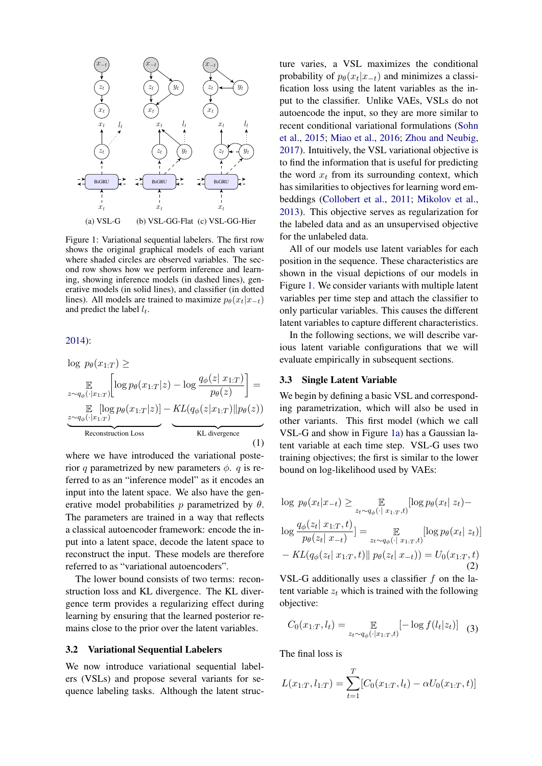(a) VSL-G (b) VSL-GG-Flat (c) VSL-GG-Hier

Figure 1: Variational sequential labelers. The first row shows the original graphical models of each variant where shaded circles are observed variables. The second row shows how we perform inference and learning, showing inference models (in dashed lines), generative models (in solid lines), and classifier (in dotted lines). All models are trained to maximize $p_\theta(x_t|x_{-t})$ and predict the label $l_t$.

2014):

$$
\begin{aligned}
&\log\ p_\theta(x_{1:T}) \geq \\
&\mathop{\mathbb{E}}_{z\sim q_\phi(\cdot|x_{1:T})}\left[\log p_\theta(x_{1:T}|z) - \log \frac{q_\phi(z|\ x_{1:T})}{p_\theta(z)}\right] = \\
&\underbrace{\mathop{\mathbb{E}}_{z\sim q_\phi(\cdot|x_{1:T})}[\log p_\theta(x_{1:T}|z)]}_{\text{Reconstruction Loss}} - \underbrace{KL(q_\phi(z|x_{1:T})\|p_\theta(z))}_{\text{KL divergence}}
\end{aligned}
\tag{1}
$$

where we have introduced the variational posterior $q$ parametrized by new parameters $\phi$. $q$ is referred to as an "inference model" as it encodes an input into the latent space. We also have the generative model probabilities $p$ parametrized by $\theta$. The parameters are trained in a way that reflects a classical autoencoder framework: encode the input into a latent space, decode the latent space to reconstruct the input. These models are therefore referred to as "variational autoencoders".

The lower bound consists of two terms: reconstruction loss and KL divergence. The KL divergence term provides a regularizing effect during learning by ensuring that the learned posterior remains close to the prior over the latent variables.

### 3.2 Variational Sequential Labelers

We now introduce variational sequential labelers (VSLs) and propose several variants for sequence labeling tasks. Although the latent structure varies, a VSL maximizes the conditional probability of $p_\theta(x_t|x_{-t})$ and minimizes a classification loss using the latent variables as the input to the classifier. Unlike VAEs, VSLs do not autoencode the input, so they are more similar to recent conditional variational formulations (Sohn et al., 2015; Miao et al., 2016; Zhou and Neubig, 2017). Intuitively, the VSL variational objective is to find the information that is useful for predicting the word $x_t$ from its surrounding context, which has similarities to objectives for learning word embeddings (Collobert et al., 2011; Mikolov et al., 2013). This objective serves as regularization for the labeled data and as an unsupervised objective for the unlabeled data.

All of our models use latent variables for each position in the sequence. These characteristics are shown in the visual depictions of our models in Figure 1. We consider variants with multiple latent variables per time step and attach the classifier to only particular variables. This causes the different latent variables to capture different characteristics.

In the following sections, we will describe various latent variable configurations that we will evaluate empirically in subsequent sections.

### 3.3 Single Latent Variable

We begin by defining a basic VSL and corresponding parametrization, which will also be used in other variants. This first model (which we call VSL-G and show in Figure 1a) has a Gaussian latent variable at each time step. VSL-G uses two training objectives; the first is similar to the lower bound on log-likelihood used by VAEs:

$$
\begin{aligned}
&\log\ p_\theta(x_t|x_{-t}) \geq \mathop{\mathbb{E}}_{z_t\sim q_\phi(\cdot|\ x_{1:T},t)}[\log p_\theta(x_t|\ z_t) - \\
&\log \frac{q_\phi(z_t|\ x_{1:T},t)}{p_\theta(z_t|\ x_{-t})}] = \mathop{\mathbb{E}}_{z_t\sim q_\phi(\cdot|\ x_{1:T},t)}[\log p_\theta(x_t|\ z_t)] \\
&- KL(q_\phi(z_t|\ x_{1:T},t)\|\ p_\theta(z_t|\ x_{-t})) = U_0(x_{1:T},t)
\end{aligned}
\tag{2}
$$

VSL-G additionally uses a classifier $f$ on the latent variable $z_t$ which is trained with the following objective:

$$
C_0(x_{1:T},l_t) = \mathop{\mathbb{E}}_{z_t\sim q_\phi(\cdot|x_{1:T},t)}[-\log f(l_t|z_t)] \tag{3}
$$

The final loss is

$$
L(x_{1:T},l_{1:T}) = \sum_{t=1}^{T}[C_0(x_{1:T},l_t) - \alpha U_0(x_{1:T},t)]
$$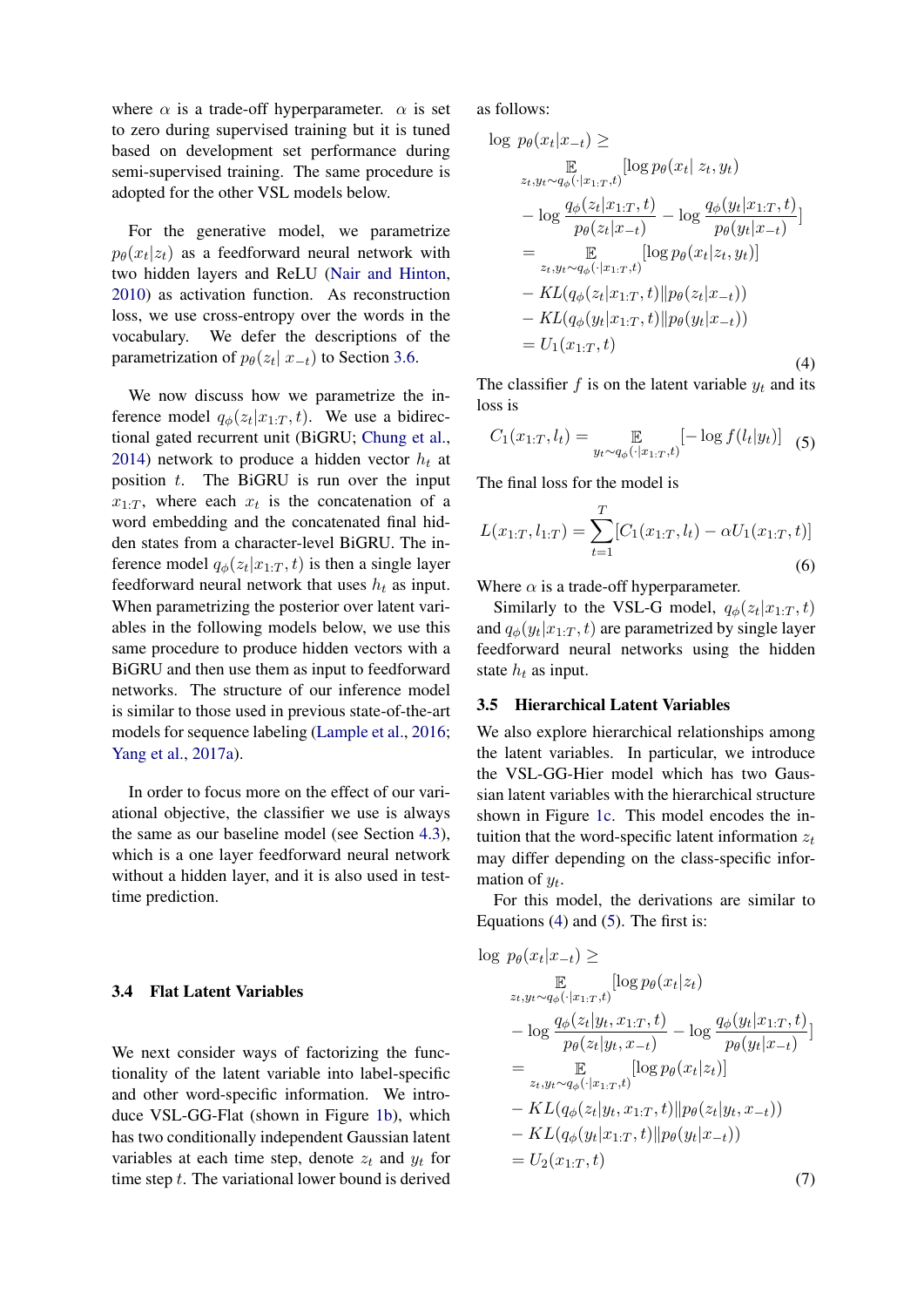where $\alpha$ is a trade-off hyperparameter. $\alpha$ is set to zero during supervised training but it is tuned based on development set performance during semi-supervised training. The same procedure is adopted for the other VSL models below.

For the generative model, we parametrize $p_\theta(x_t|z_t)$ as a feedforward neural network with two hidden layers and ReLU (Nair and Hinton, 2010) as activation function. As reconstruction loss, we use cross-entropy over the words in the vocabulary. We defer the descriptions of the parametrization of $p_\theta(z_t|\, x_{-t})$ to Section 3.6.

We now discuss how we parametrize the inference model $q_\phi(z_t|x_{1:T}, t)$. We use a bidirectional gated recurrent unit (BiGRU; Chung et al., 2014) network to produce a hidden vector $h_t$ at position $t$. The BiGRU is run over the input $x_{1:T}$, where each $x_t$ is the concatenation of a word embedding and the concatenated final hidden states from a character-level BiGRU. The inference model $q_\phi(z_t|x_{1:T}, t)$ is then a single layer feedforward neural network that uses $h_t$ as input. When parametrizing the posterior over latent variables in the following models below, we use this same procedure to produce hidden vectors with a BiGRU and then use them as input to feedforward networks. The structure of our inference model is similar to those used in previous state-of-the-art models for sequence labeling (Lample et al., 2016; Yang et al., 2017a).

In order to focus more on the effect of our variational objective, the classifier we use is always the same as our baseline model (see Section 4.3), which is a one layer feedforward neural network without a hidden layer, and it is also used in test-time prediction.

### 3.4 Flat Latent Variables

We next consider ways of factorizing the functionality of the latent variable into label-specific and other word-specific information. We introduce VSL-GG-Flat (shown in Figure 1b), which has two conditionally independent Gaussian latent variables at each time step, denote $z_t$ and $y_t$ for time step $t$. The variational lower bound is derived as follows:

$$
\begin{aligned}
\log\ p_\theta(x_t|x_{-t}) \geq & \\
& \mathop{\mathbb{E}}_{z_t, y_t \sim q_\phi(\cdot|x_{1:T}, t)} [\log p_\theta(x_t|\ z_t, y_t) \\
& - \log \frac{q_\phi(z_t|x_{1:T}, t)}{p_\theta(z_t|x_{-t})} - \log \frac{q_\phi(y_t|x_{1:T}, t)}{p_\theta(y_t|x_{-t})}] \\
= & \mathop{\mathbb{E}}_{z_t, y_t \sim q_\phi(\cdot|x_{1:T}, t)} [\log p_\theta(x_t|z_t, y_t)] \\
& - KL(q_\phi(z_t|x_{1:T}, t) \| p_\theta(z_t|x_{-t})) \\
& - KL(q_\phi(y_t|x_{1:T}, t) \| p_\theta(y_t|x_{-t})) \\
= & U_1(x_{1:T}, t)
\end{aligned}
\tag{4}
$$

The classifier $f$ is on the latent variable $y_t$ and its loss is

$$
C_1(x_{1:T}, l_t) = \mathop{\mathbb{E}}_{y_t \sim q_\phi(\cdot|x_{1:T}, t)} [-\log f(l_t|y_t)] \tag{5}
$$

The final loss for the model is

$$
L(x_{1:T}, l_{1:T}) = \sum_{t=1}^{T} [C_1(x_{1:T}, l_t) - \alpha U_1(x_{1:T}, t)] \tag{6}
$$

Where $\alpha$ is a trade-off hyperparameter.

Similarly to the VSL-G model, $q_\phi(z_t|x_{1:T}, t)$ and $q_\phi(y_t|x_{1:T}, t)$ are parametrized by single layer feedforward neural networks using the hidden state $h_t$ as input.

### 3.5 Hierarchical Latent Variables

We also explore hierarchical relationships among the latent variables. In particular, we introduce the VSL-GG-Hier model which has two Gaussian latent variables with the hierarchical structure shown in Figure 1c. This model encodes the intuition that the word-specific latent information $z_t$ may differ depending on the class-specific information of $y_t$.

For this model, the derivations are similar to Equations (4) and (5). The first is:

$$
\begin{aligned}
\log\ p_\theta(x_t|x_{-t}) \geq & \\
& \mathop{\mathbb{E}}_{z_t, y_t \sim q_\phi(\cdot|x_{1:T}, t)} [\log p_\theta(x_t|z_t) \\
& - \log \frac{q_\phi(z_t|y_t, x_{1:T}, t)}{p_\theta(z_t|y_t, x_{-t})} - \log \frac{q_\phi(y_t|x_{1:T}, t)}{p_\theta(y_t|x_{-t})}] \\
= & \mathop{\mathbb{E}}_{z_t, y_t \sim q_\phi(\cdot|x_{1:T}, t)} [\log p_\theta(x_t|z_t)] \\
& - KL(q_\phi(z_t|y_t, x_{1:T}, t) \| p_\theta(z_t|y_t, x_{-t})) \\
& - KL(q_\phi(y_t|x_{1:T}, t) \| p_\theta(y_t|x_{-t})) \\
= & U_2(x_{1:T}, t)
\end{aligned}
\tag{7}
$$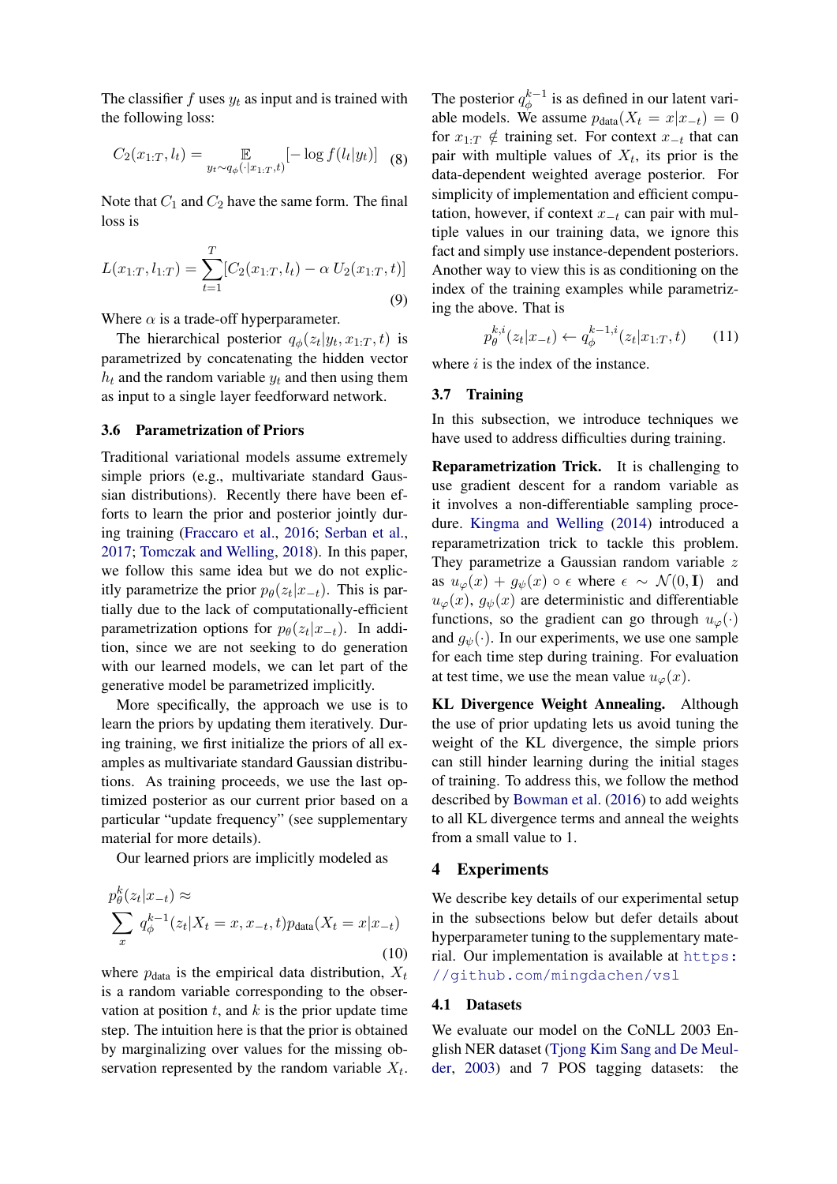The classifier $f$ uses $y_t$ as input and is trained with the following loss:

$$C_2(x_{1:T}, l_t) = \mathop{\mathbb{E}}_{y_t \sim q_\phi(\cdot|x_{1:T}, t)} [-\log f(l_t|y_t)] \quad (8)$$

Note that $C_1$ and $C_2$ have the same form. The final loss is

$$L(x_{1:T}, l_{1:T}) = \sum_{t=1}^{T} [C_2(x_{1:T}, l_t) - \alpha \, U_2(x_{1:T}, t)] \quad (9)$$

Where $\alpha$ is a trade-off hyperparameter.

The hierarchical posterior $q_\phi(z_t|y_t, x_{1:T}, t)$ is parametrized by concatenating the hidden vector $h_t$ and the random variable $y_t$ and then using them as input to a single layer feedforward network.

### 3.6 Parametrization of Priors

Traditional variational models assume extremely simple priors (e.g., multivariate standard Gaussian distributions). Recently there have been efforts to learn the prior and posterior jointly during training (Fraccaro et al., 2016; Serban et al., 2017; Tomczak and Welling, 2018). In this paper, we follow this same idea but we do not explicitly parametrize the prior $p_\theta(z_t|x_{-t})$. This is partially due to the lack of computationally-efficient parametrization options for $p_\theta(z_t|x_{-t})$. In addition, since we are not seeking to do generation with our learned models, we can let part of the generative model be parametrized implicitly.

More specifically, the approach we use is to learn the priors by updating them iteratively. During training, we first initialize the priors of all examples as multivariate standard Gaussian distributions. As training proceeds, we use the last optimized posterior as our current prior based on a particular "update frequency" (see supplementary material for more details).

Our learned priors are implicitly modeled as

$$p_\theta^k(z_t|x_{-t}) \approx \sum_x q_\phi^{k-1}(z_t|X_t = x, x_{-t}, t) p_{\text{data}}(X_t = x|x_{-t}) \quad (10)$$

where $p_{\text{data}}$ is the empirical data distribution, $X_t$ is a random variable corresponding to the observation at position $t$, and $k$ is the prior update time step. The intuition here is that the prior is obtained by marginalizing over values for the missing observation represented by the random variable $X_t$.

The posterior $q_\phi^{k-1}$ is as defined in our latent variable models. We assume $p_{\text{data}}(X_t = x|x_{-t}) = 0$ for $x_{1:T} \notin$ training set. For context $x_{-t}$ that can pair with multiple values of $X_t$, its prior is the data-dependent weighted average posterior. For simplicity of implementation and efficient computation, however, if context $x_{-t}$ can pair with multiple values in our training data, we ignore this fact and simply use instance-dependent posteriors. Another way to view this is as conditioning on the index of the training examples while parametrizing the above. That is

$$p_\theta^{k,i}(z_t|x_{-t}) \leftarrow q_\phi^{k-1,i}(z_t|x_{1:T}, t) \quad (11)$$

where $i$ is the index of the instance.

### 3.7 Training

In this subsection, we introduce techniques we have used to address difficulties during training.

**Reparametrization Trick.** It is challenging to use gradient descent for a random variable as it involves a non-differentiable sampling procedure. Kingma and Welling (2014) introduced a reparametrization trick to tackle this problem. They parametrize a Gaussian random variable $z$ as $u_\varphi(x) + g_\psi(x) \circ \epsilon$ where $\epsilon \sim \mathcal{N}(0, \mathbf{I})$ and $u_\varphi(x)$, $g_\psi(x)$ are deterministic and differentiable functions, so the gradient can go through $u_\varphi(\cdot)$ and $g_\psi(\cdot)$. In our experiments, we use one sample for each time step during training. For evaluation at test time, we use the mean value $u_\varphi(x)$.

**KL Divergence Weight Annealing.** Although the use of prior updating lets us avoid tuning the weight of the KL divergence, the simple priors can still hinder learning during the initial stages of training. To address this, we follow the method described by Bowman et al. (2016) to add weights to all KL divergence terms and anneal the weights from a small value to 1.

## 4 Experiments

We describe key details of our experimental setup in the subsections below but defer details about hyperparameter tuning to the supplementary material. Our implementation is available at https://github.com/mingdachen/vsl

### 4.1 Datasets

We evaluate our model on the CoNLL 2003 English NER dataset (Tjong Kim Sang and De Meulder, 2003) and 7 POS tagging datasets: the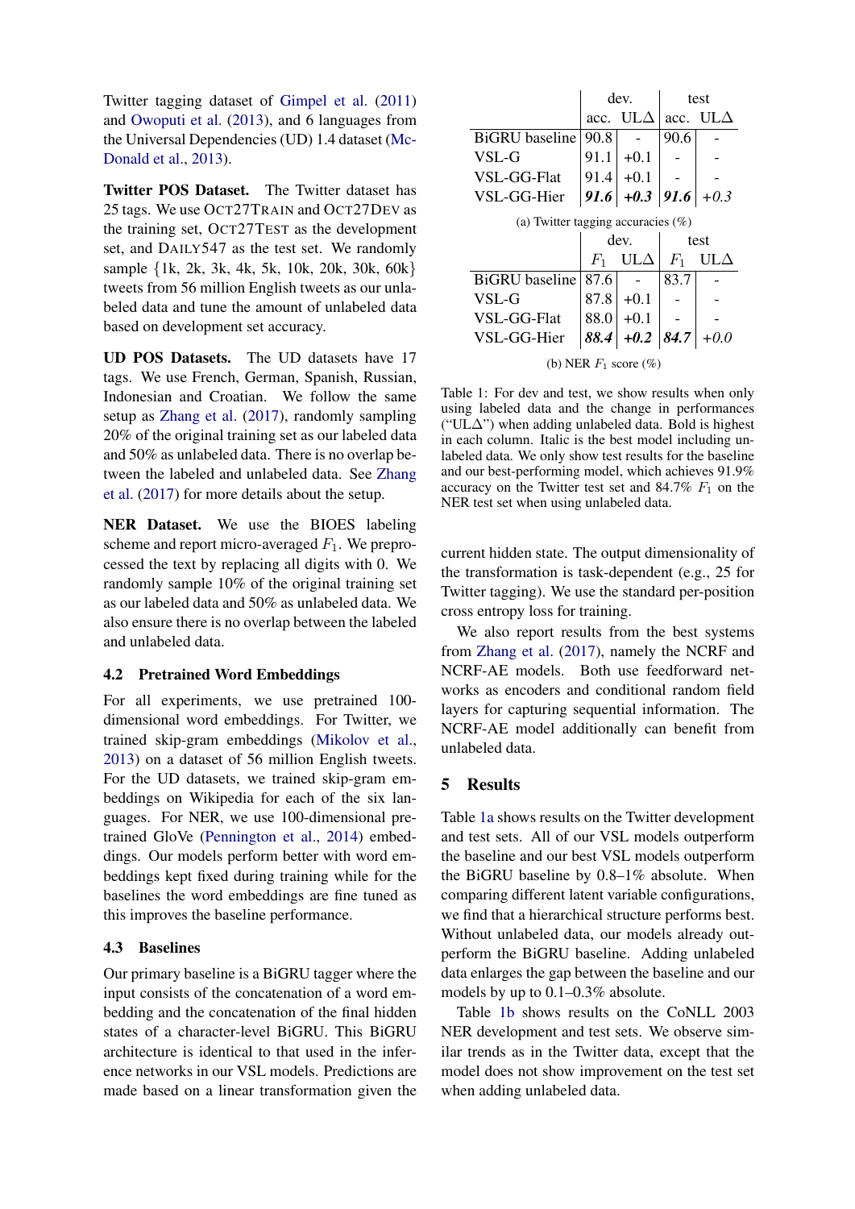Twitter tagging dataset of Gimpel et al. (2011) and Owoputi et al. (2013), and 6 languages from the Universal Dependencies (UD) 1.4 dataset (McDonald et al., 2013).

**Twitter POS Dataset.** The Twitter dataset has 25 tags. We use OCT27TRAIN and OCT27DEV as the training set, OCT27TEST as the development set, and DAILY547 as the test set. We randomly sample {1k, 2k, 3k, 4k, 5k, 10k, 20k, 30k, 60k} tweets from 56 million English tweets as our unlabeled data and tune the amount of unlabeled data based on development set accuracy.

**UD POS Datasets.** The UD datasets have 17 tags. We use French, German, Spanish, Russian, Indonesian and Croatian. We follow the same setup as Zhang et al. (2017), randomly sampling 20% of the original training set as our labeled data and 50% as unlabeled data. There is no overlap between the labeled and unlabeled data. See Zhang et al. (2017) for more details about the setup.

**NER Dataset.** We use the BIOES labeling scheme and report micro-averaged $F_1$. We preprocessed the text by replacing all digits with 0. We randomly sample 10% of the original training set as our labeled data and 50% as unlabeled data. We also ensure there is no overlap between the labeled and unlabeled data.

### 4.2 Pretrained Word Embeddings

For all experiments, we use pretrained 100-dimensional word embeddings. For Twitter, we trained skip-gram embeddings (Mikolov et al., 2013) on a dataset of 56 million English tweets. For the UD datasets, we trained skip-gram embeddings on Wikipedia for each of the six languages. For NER, we use 100-dimensional pretrained GloVe (Pennington et al., 2014) embeddings. Our models perform better with word embeddings kept fixed during training while for the baselines the word embeddings are fine tuned as this improves the baseline performance.

### 4.3 Baselines

Our primary baseline is a BiGRU tagger where the input consists of the concatenation of a word embedding and the concatenation of the final hidden states of a character-level BiGRU. This BiGRU architecture is identical to that used in the inference networks in our VSL models. Predictions are made based on a linear transformation given the current hidden state. The output dimensionality of the transformation is task-dependent (e.g., 25 for Twitter tagging). We use the standard per-position cross entropy loss for training.

We also report results from the best systems from Zhang et al. (2017), namely the NCRF and NCRF-AE models. Both use feedforward networks as encoders and conditional random field layers for capturing sequential information. The NCRF-AE model additionally can benefit from unlabeled data.

|  | dev. |  | test |  |
|---|---|---|---|---|
|  | acc. | ULΔ | acc. | ULΔ |
| BiGRU baseline | 90.8 | - | 90.6 | - |
| VSL-G | 91.1 | +0.1 | - | - |
| VSL-GG-Flat | 91.4 | +0.1 | - | - |
| VSL-GG-Hier | ***91.6*** | ***+0.3*** | ***91.6*** | *+0.3* |

(a) Twitter tagging accuracies (%)

|  | dev. |  | test |  |
|---|---|---|---|---|
|  | $F_1$ | ULΔ | $F_1$ | ULΔ |
| BiGRU baseline | 87.6 | - | 83.7 | - |
| VSL-G | 87.8 | +0.1 | - | - |
| VSL-GG-Flat | 88.0 | +0.1 | - | - |
| VSL-GG-Hier | ***88.4*** | ***+0.2*** | ***84.7*** | *+0.0* |

(b) NER $F_1$ score (%)

Table 1: For dev and test, we show results when only using labeled data and the change in performances ("ULΔ") when adding unlabeled data. Bold is highest in each column. Italic is the best model including unlabeled data. We only show test results for the baseline and our best-performing model, which achieves 91.9% accuracy on the Twitter test set and 84.7% $F_1$ on the NER test set when using unlabeled data.

## 5 Results

Table 1a shows results on the Twitter development and test sets. All of our VSL models outperform the baseline and our best VSL models outperform the BiGRU baseline by 0.8–1% absolute. When comparing different latent variable configurations, we find that a hierarchical structure performs best. Without unlabeled data, our models already outperform the BiGRU baseline. Adding unlabeled data enlarges the gap between the baseline and our models by up to 0.1–0.3% absolute.

Table 1b shows results on the CoNLL 2003 NER development and test sets. We observe similar trends as in the Twitter data, except that the model does not show improvement on the test set when adding unlabeled data.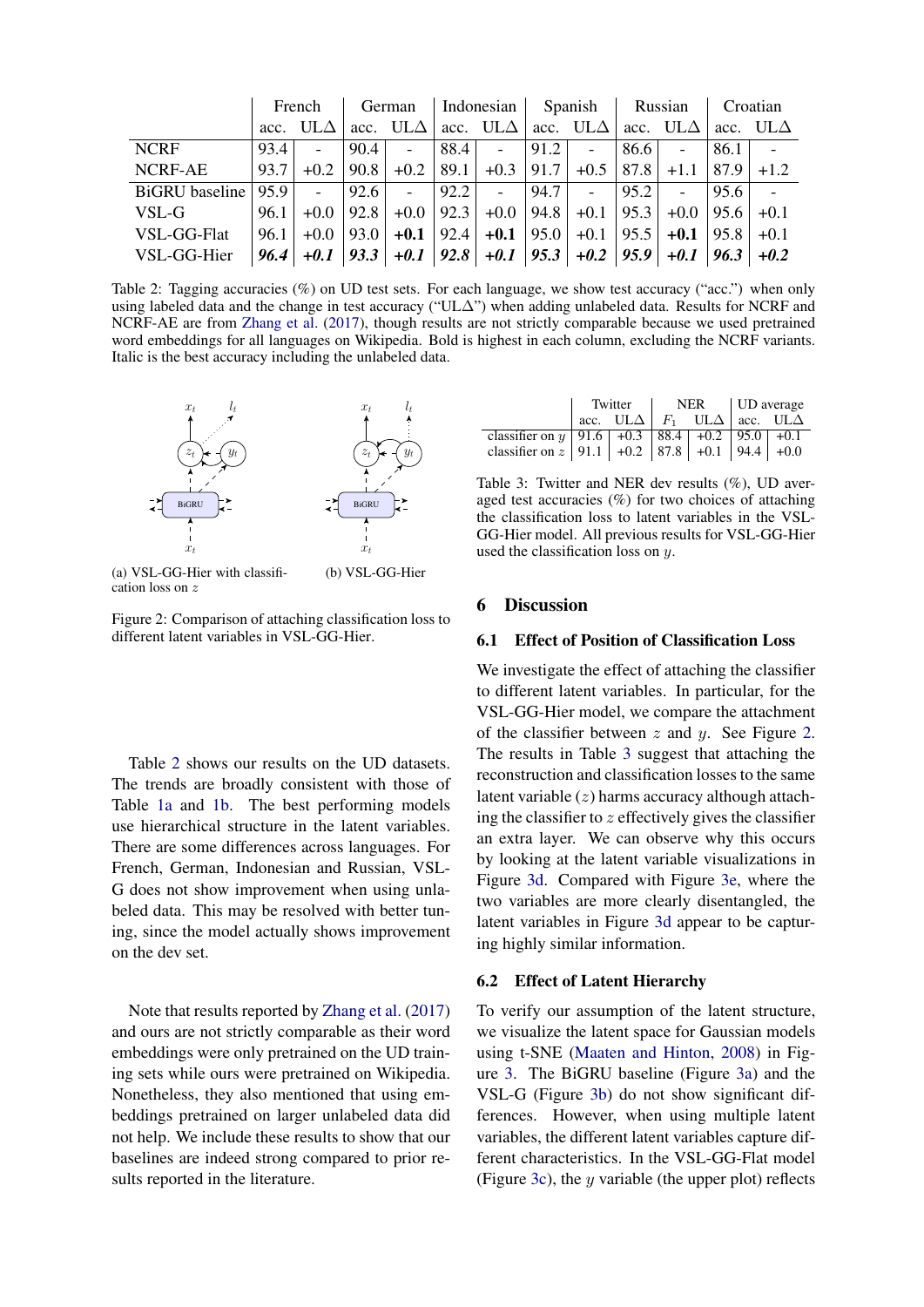| | French | | German | | Indonesian | | Spanish | | Russian | | Croatian | |
|---|---|---|---|---|---|---|---|---|---|---|---|---|
| | acc. | ULΔ | acc. | ULΔ | acc. | ULΔ | acc. | ULΔ | acc. | ULΔ | acc. | ULΔ |
| NCRF | 93.4 | - | 90.4 | - | 88.4 | - | 91.2 | - | 86.6 | - | 86.1 | - |
| NCRF-AE | 93.7 | +0.2 | 90.8 | +0.2 | 89.1 | +0.3 | 91.7 | +0.5 | 87.8 | +1.1 | 87.9 | +1.2 |
| BiGRU baseline | 95.9 | - | 92.6 | - | 92.2 | - | 94.7 | - | 95.2 | - | 95.6 | - |
| VSL-G | 96.1 | +0.0 | 92.8 | +0.0 | 92.3 | +0.0 | 94.8 | +0.1 | 95.3 | +0.0 | 95.6 | +0.1 |
| VSL-GG-Flat | 96.1 | +0.0 | 93.0 | **+0.1** | 92.4 | **+0.1** | 95.0 | +0.1 | 95.5 | **+0.1** | 95.8 | +0.1 |
| VSL-GG-Hier | ***96.4*** | ***+0.1*** | ***93.3*** | ***+0.1*** | ***92.8*** | ***+0.1*** | ***95.3*** | ***+0.2*** | ***95.9*** | ***+0.1*** | ***96.3*** | ***+0.2*** |

Table 2: Tagging accuracies (%) on UD test sets. For each language, we show test accuracy ("acc.") when only using labeled data and the change in test accuracy ("ULΔ") when adding unlabeled data. Results for NCRF and NCRF-AE are from Zhang et al. (2017), though results are not strictly comparable because we used pretrained word embeddings for all languages on Wikipedia. Bold is highest in each column, excluding the NCRF variants. Italic is the best accuracy including the unlabeled data.

(a) VSL-GG-Hier with classification loss on $z$

(b) VSL-GG-Hier

Figure 2: Comparison of attaching classification loss to different latent variables in VSL-GG-Hier.

Table 2 shows our results on the UD datasets. The trends are broadly consistent with those of Table 1a and 1b. The best performing models use hierarchical structure in the latent variables. There are some differences across languages. For French, German, Indonesian and Russian, VSL-G does not show improvement when using unlabeled data. This may be resolved with better tuning, since the model actually shows improvement on the dev set.

Note that results reported by Zhang et al. (2017) and ours are not strictly comparable as their word embeddings were only pretrained on the UD training sets while ours were pretrained on Wikipedia. Nonetheless, they also mentioned that using embeddings pretrained on larger unlabeled data did not help. We include these results to show that our baselines are indeed strong compared to prior results reported in the literature.

| | Twitter | | NER | | UD average | |
|---|---|---|---|---|---|---|
| | acc. | ULΔ | $F_1$ | ULΔ | acc. | ULΔ |
| classifier on $y$ | 91.6 | +0.3 | 88.4 | +0.2 | 95.0 | +0.1 |
| classifier on $z$ | 91.1 | +0.2 | 87.8 | +0.1 | 94.4 | +0.0 |

Table 3: Twitter and NER dev results (%), UD averaged test accuracies (%) for two choices of attaching the classification loss to latent variables in the VSL-GG-Hier model. All previous results for VSL-GG-Hier used the classification loss on $y$.

## 6 Discussion

### 6.1 Effect of Position of Classification Loss

We investigate the effect of attaching the classifier to different latent variables. In particular, for the VSL-GG-Hier model, we compare the attachment of the classifier between $z$ and $y$. See Figure 2. The results in Table 3 suggest that attaching the reconstruction and classification losses to the same latent variable ($z$) harms accuracy although attaching the classifier to $z$ effectively gives the classifier an extra layer. We can observe why this occurs by looking at the latent variable visualizations in Figure 3d. Compared with Figure 3e, where the two variables are more clearly disentangled, the latent variables in Figure 3d appear to be capturing highly similar information.

### 6.2 Effect of Latent Hierarchy

To verify our assumption of the latent structure, we visualize the latent space for Gaussian models using t-SNE (Maaten and Hinton, 2008) in Figure 3. The BiGRU baseline (Figure 3a) and the VSL-G (Figure 3b) do not show significant differences. However, when using multiple latent variables, the different latent variables capture different characteristics. In the VSL-GG-Flat model (Figure 3c), the $y$ variable (the upper plot) reflects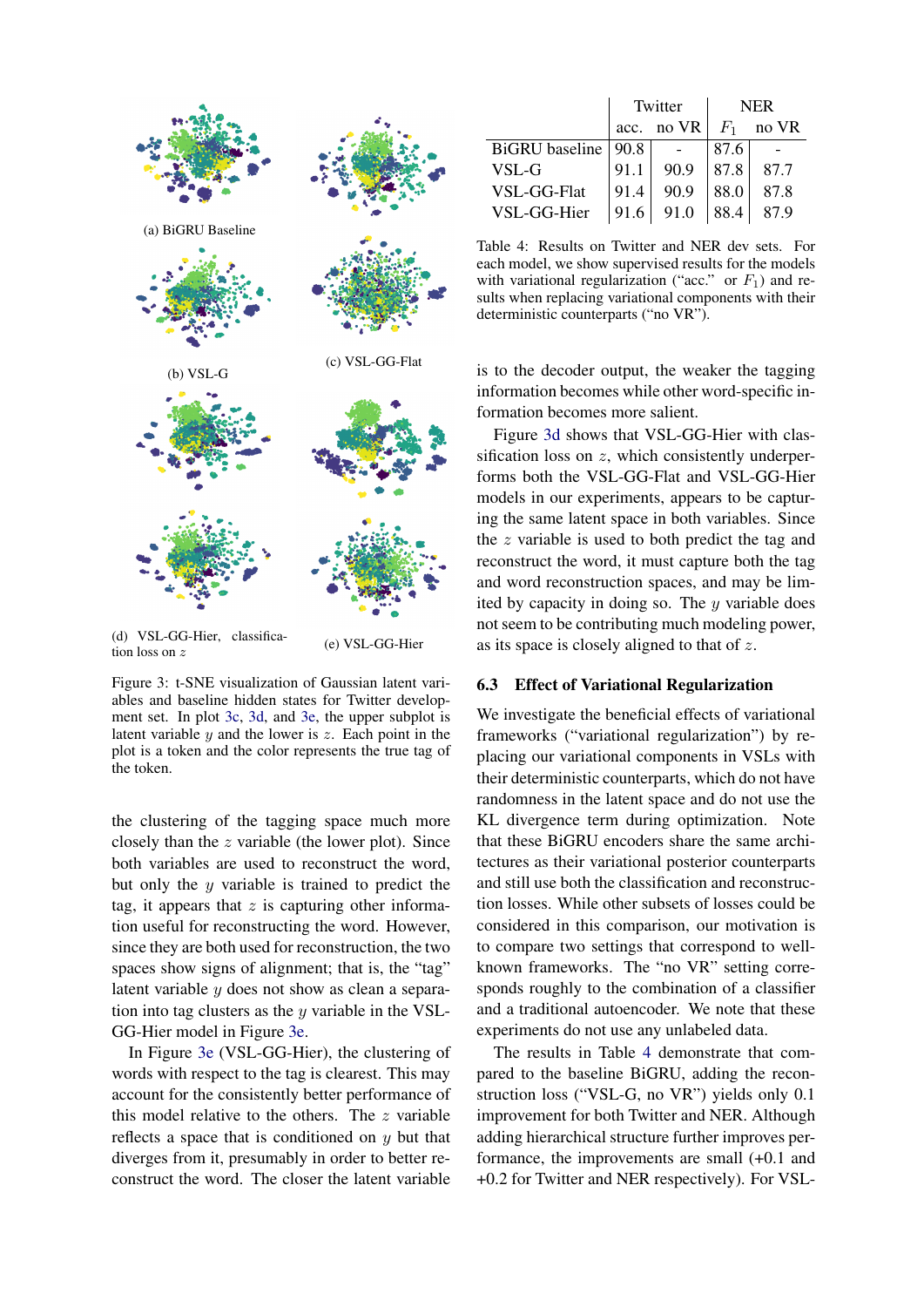(a) BiGRU Baseline

(b) VSL-G

(c) VSL-GG-Flat

(d) VSL-GG-Hier, classification loss on $z$

(e) VSL-GG-Hier

Figure 3: t-SNE visualization of Gaussian latent variables and baseline hidden states for Twitter development set. In plot 3c, 3d, and 3e, the upper subplot is latent variable $y$ and the lower is $z$. Each point in the plot is a token and the color represents the true tag of the token.

the clustering of the tagging space much more closely than the $z$ variable (the lower plot). Since both variables are used to reconstruct the word, but only the $y$ variable is trained to predict the tag, it appears that $z$ is capturing other information useful for reconstructing the word. However, since they are both used for reconstruction, the two spaces show signs of alignment; that is, the "tag" latent variable $y$ does not show as clean a separation into tag clusters as the $y$ variable in the VSL-GG-Hier model in Figure 3e.

In Figure 3e (VSL-GG-Hier), the clustering of words with respect to the tag is clearest. This may account for the consistently better performance of this model relative to the others. The $z$ variable reflects a space that is conditioned on $y$ but that diverges from it, presumably in order to better reconstruct the word. The closer the latent variable is to the decoder output, the weaker the tagging information becomes while other word-specific information becomes more salient.

Figure 3d shows that VSL-GG-Hier with classification loss on $z$, which consistently underperforms both the VSL-GG-Flat and VSL-GG-Hier models in our experiments, appears to be capturing the same latent space in both variables. Since the $z$ variable is used to both predict the tag and reconstruct the word, it must capture both the tag and word reconstruction spaces, and may be limited by capacity in doing so. The $y$ variable does not seem to be contributing much modeling power, as its space is closely aligned to that of $z$.

| | Twitter | | NER | |
|---|---|---|---|---|
| | acc. | no VR | $F_1$ | no VR |
| BiGRU baseline | 90.8 | - | 87.6 | - |
| VSL-G | 91.1 | 90.9 | 87.8 | 87.7 |
| VSL-GG-Flat | 91.4 | 90.9 | 88.0 | 87.8 |
| VSL-GG-Hier | 91.6 | 91.0 | 88.4 | 87.9 |

Table 4: Results on Twitter and NER dev sets. For each model, we show supervised results for the models with variational regularization ("acc." or $F_1$) and results when replacing variational components with their deterministic counterparts ("no VR").

### 6.3 Effect of Variational Regularization

We investigate the beneficial effects of variational frameworks ("variational regularization") by replacing our variational components in VSLs with their deterministic counterparts, which do not have randomness in the latent space and do not use the KL divergence term during optimization. Note that these BiGRU encoders share the same architectures as their variational posterior counterparts and still use both the classification and reconstruction losses. While other subsets of losses could be considered in this comparison, our motivation is to compare two settings that correspond to well-known frameworks. The "no VR" setting corresponds roughly to the combination of a classifier and a traditional autoencoder. We note that these experiments do not use any unlabeled data.

The results in Table 4 demonstrate that compared to the baseline BiGRU, adding the reconstruction loss ("VSL-G, no VR") yields only 0.1 improvement for both Twitter and NER. Although adding hierarchical structure further improves performance, the improvements are small (+0.1 and +0.2 for Twitter and NER respectively). For VSL-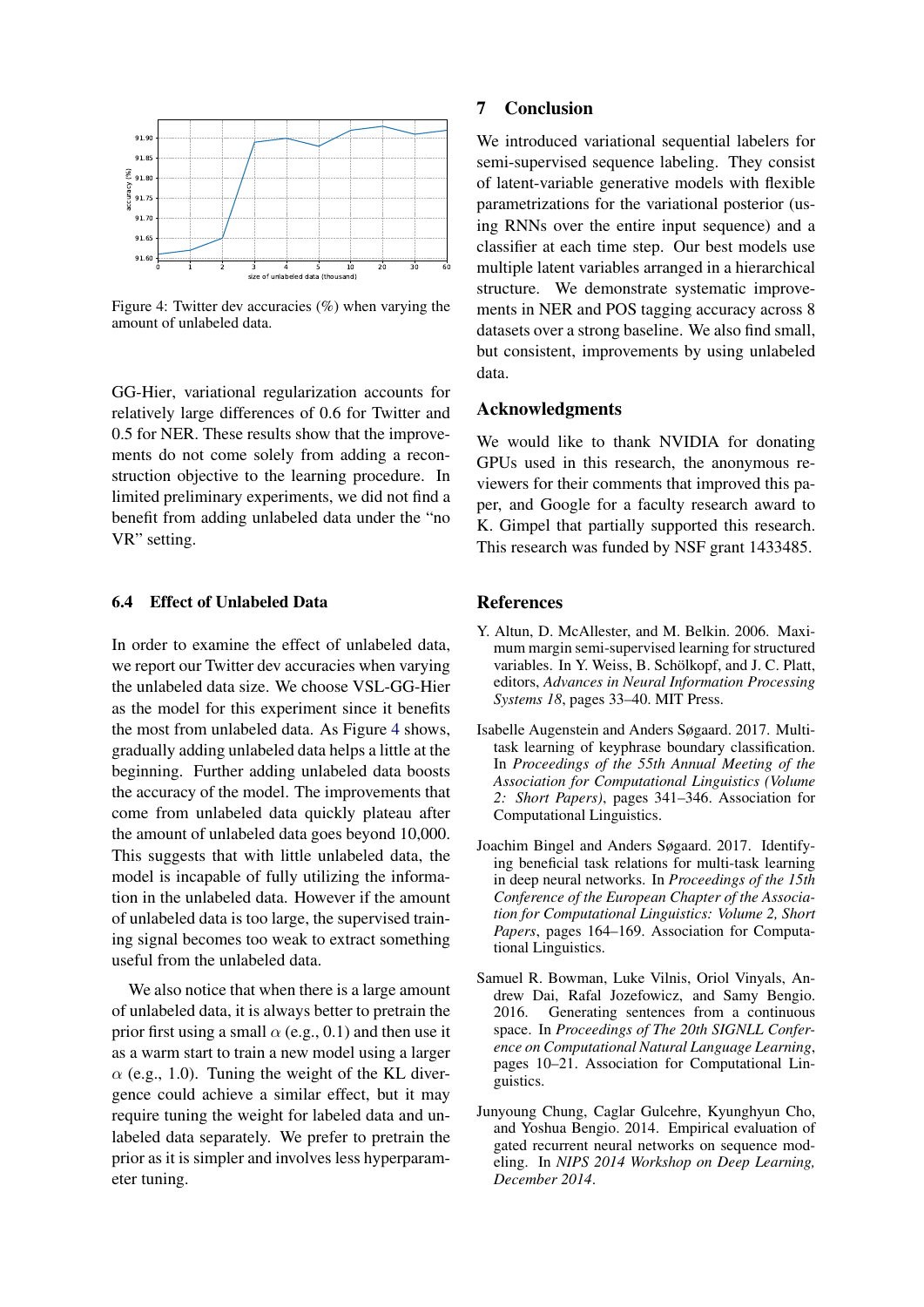Figure 4: Twitter dev accuracies (%) when varying the amount of unlabeled data.

GG-Hier, variational regularization accounts for relatively large differences of 0.6 for Twitter and 0.5 for NER. These results show that the improvements do not come solely from adding a reconstruction objective to the learning procedure. In limited preliminary experiments, we did not find a benefit from adding unlabeled data under the "no VR" setting.

### 6.4 Effect of Unlabeled Data

In order to examine the effect of unlabeled data, we report our Twitter dev accuracies when varying the unlabeled data size. We choose VSL-GG-Hier as the model for this experiment since it benefits the most from unlabeled data. As Figure 4 shows, gradually adding unlabeled data helps a little at the beginning. Further adding unlabeled data boosts the accuracy of the model. The improvements that come from unlabeled data quickly plateau after the amount of unlabeled data goes beyond 10,000. This suggests that with little unlabeled data, the model is incapable of fully utilizing the information in the unlabeled data. However if the amount of unlabeled data is too large, the supervised training signal becomes too weak to extract something useful from the unlabeled data.

We also notice that when there is a large amount of unlabeled data, it is always better to pretrain the prior first using a small $\alpha$ (e.g., 0.1) and then use it as a warm start to train a new model using a larger $\alpha$ (e.g., 1.0). Tuning the weight of the KL divergence could achieve a similar effect, but it may require tuning the weight for labeled data and unlabeled data separately. We prefer to pretrain the prior as it is simpler and involves less hyperparameter tuning.

## 7 Conclusion

We introduced variational sequential labelers for semi-supervised sequence labeling. They consist of latent-variable generative models with flexible parametrizations for the variational posterior (using RNNs over the entire input sequence) and a classifier at each time step. Our best models use multiple latent variables arranged in a hierarchical structure. We demonstrate systematic improvements in NER and POS tagging accuracy across 8 datasets over a strong baseline. We also find small, but consistent, improvements by using unlabeled data.

## Acknowledgments

We would like to thank NVIDIA for donating GPUs used in this research, the anonymous reviewers for their comments that improved this paper, and Google for a faculty research award to K. Gimpel that partially supported this research. This research was funded by NSF grant 1433485.

## References

Y. Altun, D. McAllester, and M. Belkin. 2006. Maximum margin semi-supervised learning for structured variables. In Y. Weiss, B. Schölkopf, and J. C. Platt, editors, *Advances in Neural Information Processing Systems 18*, pages 33–40. MIT Press.

Isabelle Augenstein and Anders Søgaard. 2017. Multi-task learning of keyphrase boundary classification. In *Proceedings of the 55th Annual Meeting of the Association for Computational Linguistics (Volume 2: Short Papers)*, pages 341–346. Association for Computational Linguistics.

Joachim Bingel and Anders Søgaard. 2017. Identifying beneficial task relations for multi-task learning in deep neural networks. In *Proceedings of the 15th Conference of the European Chapter of the Association for Computational Linguistics: Volume 2, Short Papers*, pages 164–169. Association for Computational Linguistics.

Samuel R. Bowman, Luke Vilnis, Oriol Vinyals, Andrew Dai, Rafal Jozefowicz, and Samy Bengio. 2016. Generating sentences from a continuous space. In *Proceedings of The 20th SIGNLL Conference on Computational Natural Language Learning*, pages 10–21. Association for Computational Linguistics.

Junyoung Chung, Caglar Gulcehre, Kyunghyun Cho, and Yoshua Bengio. 2014. Empirical evaluation of gated recurrent neural networks on sequence modeling. In *NIPS 2014 Workshop on Deep Learning, December 2014*.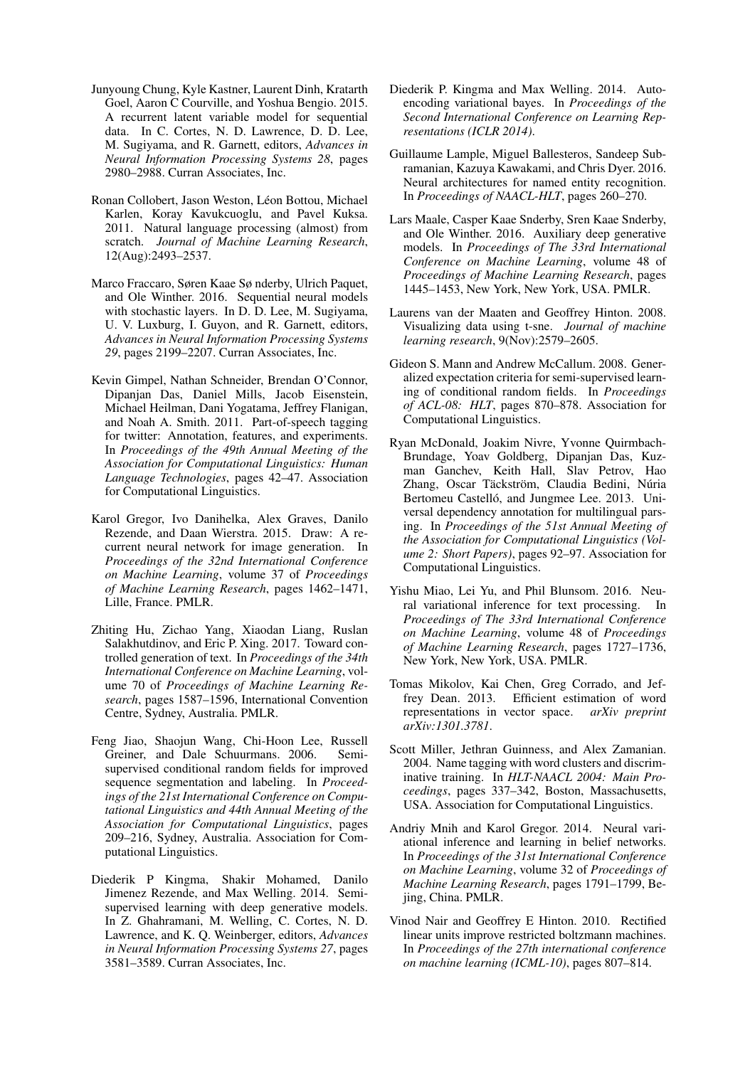Junyoung Chung, Kyle Kastner, Laurent Dinh, Kratarth Goel, Aaron C Courville, and Yoshua Bengio. 2015. A recurrent latent variable model for sequential data. In C. Cortes, N. D. Lawrence, D. D. Lee, M. Sugiyama, and R. Garnett, editors, *Advances in Neural Information Processing Systems 28*, pages 2980–2988. Curran Associates, Inc.

Ronan Collobert, Jason Weston, Léon Bottou, Michael Karlen, Koray Kavukcuoglu, and Pavel Kuksa. 2011. Natural language processing (almost) from scratch. *Journal of Machine Learning Research*, 12(Aug):2493–2537.

Marco Fraccaro, Søren Kaae Sø nderby, Ulrich Paquet, and Ole Winther. 2016. Sequential neural models with stochastic layers. In D. D. Lee, M. Sugiyama, U. V. Luxburg, I. Guyon, and R. Garnett, editors, *Advances in Neural Information Processing Systems 29*, pages 2199–2207. Curran Associates, Inc.

Kevin Gimpel, Nathan Schneider, Brendan O'Connor, Dipanjan Das, Daniel Mills, Jacob Eisenstein, Michael Heilman, Dani Yogatama, Jeffrey Flanigan, and Noah A. Smith. 2011. Part-of-speech tagging for twitter: Annotation, features, and experiments. In *Proceedings of the 49th Annual Meeting of the Association for Computational Linguistics: Human Language Technologies*, pages 42–47. Association for Computational Linguistics.

Karol Gregor, Ivo Danihelka, Alex Graves, Danilo Rezende, and Daan Wierstra. 2015. Draw: A recurrent neural network for image generation. In *Proceedings of the 32nd International Conference on Machine Learning*, volume 37 of *Proceedings of Machine Learning Research*, pages 1462–1471, Lille, France. PMLR.

Zhiting Hu, Zichao Yang, Xiaodan Liang, Ruslan Salakhutdinov, and Eric P. Xing. 2017. Toward controlled generation of text. In *Proceedings of the 34th International Conference on Machine Learning*, volume 70 of *Proceedings of Machine Learning Research*, pages 1587–1596, International Convention Centre, Sydney, Australia. PMLR.

Feng Jiao, Shaojun Wang, Chi-Hoon Lee, Russell Greiner, and Dale Schuurmans. 2006. Semi-supervised conditional random fields for improved sequence segmentation and labeling. In *Proceedings of the 21st International Conference on Computational Linguistics and 44th Annual Meeting of the Association for Computational Linguistics*, pages 209–216, Sydney, Australia. Association for Computational Linguistics.

Diederik P Kingma, Shakir Mohamed, Danilo Jimenez Rezende, and Max Welling. 2014. Semi-supervised learning with deep generative models. In Z. Ghahramani, M. Welling, C. Cortes, N. D. Lawrence, and K. Q. Weinberger, editors, *Advances in Neural Information Processing Systems 27*, pages 3581–3589. Curran Associates, Inc.

Diederik P. Kingma and Max Welling. 2014. Auto-encoding variational bayes. In *Proceedings of the Second International Conference on Learning Representations (ICLR 2014)*.

Guillaume Lample, Miguel Ballesteros, Sandeep Subramanian, Kazuya Kawakami, and Chris Dyer. 2016. Neural architectures for named entity recognition. In *Proceedings of NAACL-HLT*, pages 260–270.

Lars Maale, Casper Kaae Snderby, Sren Kaae Snderby, and Ole Winther. 2016. Auxiliary deep generative models. In *Proceedings of The 33rd International Conference on Machine Learning*, volume 48 of *Proceedings of Machine Learning Research*, pages 1445–1453, New York, New York, USA. PMLR.

Laurens van der Maaten and Geoffrey Hinton. 2008. Visualizing data using t-sne. *Journal of machine learning research*, 9(Nov):2579–2605.

Gideon S. Mann and Andrew McCallum. 2008. Generalized expectation criteria for semi-supervised learning of conditional random fields. In *Proceedings of ACL-08: HLT*, pages 870–878. Association for Computational Linguistics.

Ryan McDonald, Joakim Nivre, Yvonne Quirmbach-Brundage, Yoav Goldberg, Dipanjan Das, Kuzman Ganchev, Keith Hall, Slav Petrov, Hao Zhang, Oscar Täckström, Claudia Bedini, Núria Bertomeu Castelló, and Jungmee Lee. 2013. Universal dependency annotation for multilingual parsing. In *Proceedings of the 51st Annual Meeting of the Association for Computational Linguistics (Volume 2: Short Papers)*, pages 92–97. Association for Computational Linguistics.

Yishu Miao, Lei Yu, and Phil Blunsom. 2016. Neural variational inference for text processing. In *Proceedings of The 33rd International Conference on Machine Learning*, volume 48 of *Proceedings of Machine Learning Research*, pages 1727–1736, New York, New York, USA. PMLR.

Tomas Mikolov, Kai Chen, Greg Corrado, and Jeffrey Dean. 2013. Efficient estimation of word representations in vector space. *arXiv preprint arXiv:1301.3781*.

Scott Miller, Jethran Guinness, and Alex Zamanian. 2004. Name tagging with word clusters and discriminative training. In *HLT-NAACL 2004: Main Proceedings*, pages 337–342, Boston, Massachusetts, USA. Association for Computational Linguistics.

Andriy Mnih and Karol Gregor. 2014. Neural variational inference and learning in belief networks. In *Proceedings of the 31st International Conference on Machine Learning*, volume 32 of *Proceedings of Machine Learning Research*, pages 1791–1799, Bejing, China. PMLR.

Vinod Nair and Geoffrey E Hinton. 2010. Rectified linear units improve restricted boltzmann machines. In *Proceedings of the 27th international conference on machine learning (ICML-10)*, pages 807–814.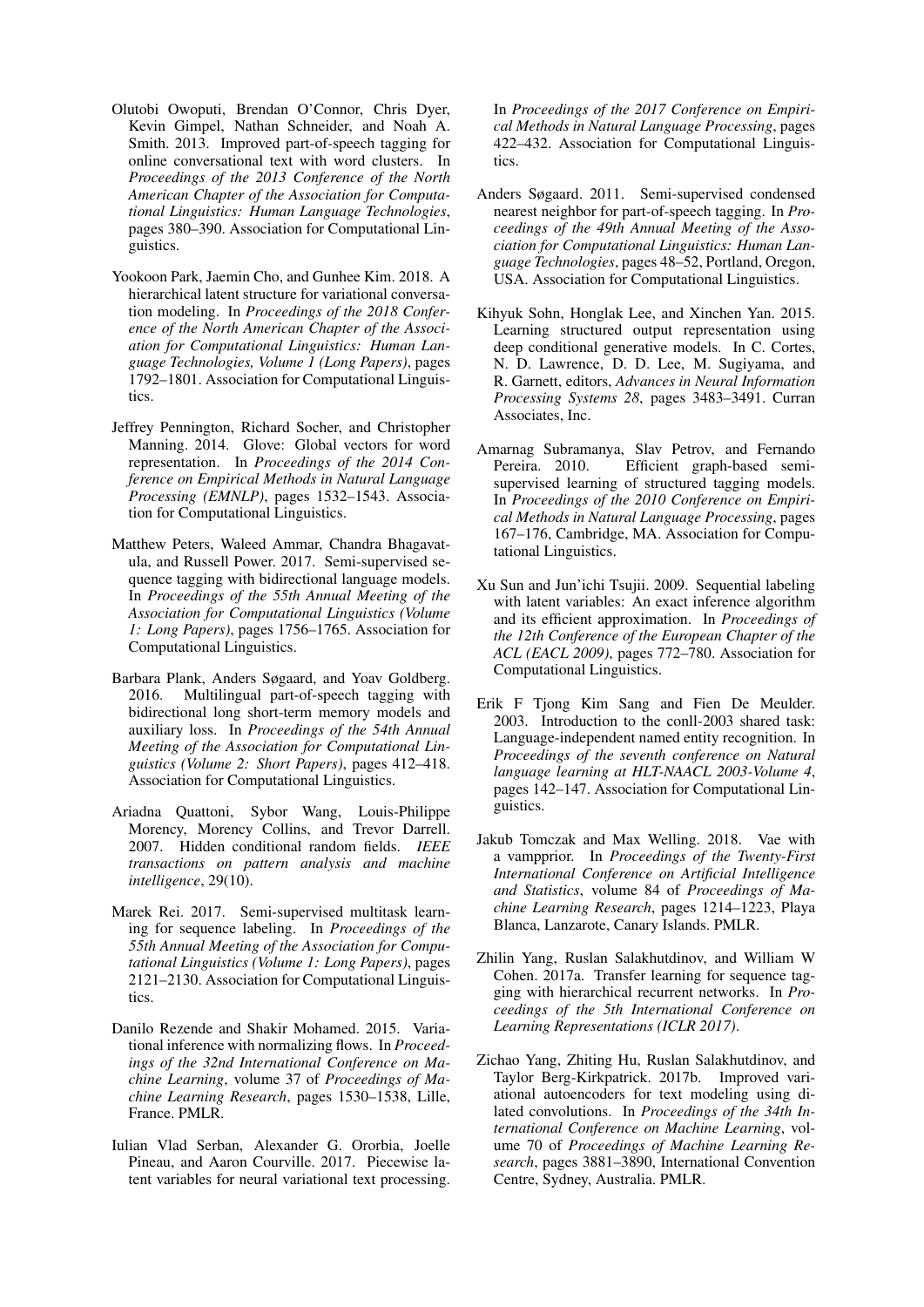Olutobi Owoputi, Brendan O'Connor, Chris Dyer, Kevin Gimpel, Nathan Schneider, and Noah A. Smith. 2013. Improved part-of-speech tagging for online conversational text with word clusters. In *Proceedings of the 2013 Conference of the North American Chapter of the Association for Computational Linguistics: Human Language Technologies*, pages 380–390. Association for Computational Linguistics.

Yookoon Park, Jaemin Cho, and Gunhee Kim. 2018. A hierarchical latent structure for variational conversation modeling. In *Proceedings of the 2018 Conference of the North American Chapter of the Association for Computational Linguistics: Human Language Technologies, Volume 1 (Long Papers)*, pages 1792–1801. Association for Computational Linguistics.

Jeffrey Pennington, Richard Socher, and Christopher Manning. 2014. Glove: Global vectors for word representation. In *Proceedings of the 2014 Conference on Empirical Methods in Natural Language Processing (EMNLP)*, pages 1532–1543. Association for Computational Linguistics.

Matthew Peters, Waleed Ammar, Chandra Bhagavatula, and Russell Power. 2017. Semi-supervised sequence tagging with bidirectional language models. In *Proceedings of the 55th Annual Meeting of the Association for Computational Linguistics (Volume 1: Long Papers)*, pages 1756–1765. Association for Computational Linguistics.

Barbara Plank, Anders Søgaard, and Yoav Goldberg. 2016. Multilingual part-of-speech tagging with bidirectional long short-term memory models and auxiliary loss. In *Proceedings of the 54th Annual Meeting of the Association for Computational Linguistics (Volume 2: Short Papers)*, pages 412–418. Association for Computational Linguistics.

Ariadna Quattoni, Sybor Wang, Louis-Philippe Morency, Morency Collins, and Trevor Darrell. 2007. Hidden conditional random fields. *IEEE transactions on pattern analysis and machine intelligence*, 29(10).

Marek Rei. 2017. Semi-supervised multitask learning for sequence labeling. In *Proceedings of the 55th Annual Meeting of the Association for Computational Linguistics (Volume 1: Long Papers)*, pages 2121–2130. Association for Computational Linguistics.

Danilo Rezende and Shakir Mohamed. 2015. Variational inference with normalizing flows. In *Proceedings of the 32nd International Conference on Machine Learning*, volume 37 of *Proceedings of Machine Learning Research*, pages 1530–1538, Lille, France. PMLR.

Iulian Vlad Serban, Alexander G. Ororbia, Joelle Pineau, and Aaron Courville. 2017. Piecewise latent variables for neural variational text processing. In *Proceedings of the 2017 Conference on Empirical Methods in Natural Language Processing*, pages 422–432. Association for Computational Linguistics.

Anders Søgaard. 2011. Semi-supervised condensed nearest neighbor for part-of-speech tagging. In *Proceedings of the 49th Annual Meeting of the Association for Computational Linguistics: Human Language Technologies*, pages 48–52, Portland, Oregon, USA. Association for Computational Linguistics.

Kihyuk Sohn, Honglak Lee, and Xinchen Yan. 2015. Learning structured output representation using deep conditional generative models. In C. Cortes, N. D. Lawrence, D. D. Lee, M. Sugiyama, and R. Garnett, editors, *Advances in Neural Information Processing Systems 28*, pages 3483–3491. Curran Associates, Inc.

Amarnag Subramanya, Slav Petrov, and Fernando Pereira. 2010. Efficient graph-based semi-supervised learning of structured tagging models. In *Proceedings of the 2010 Conference on Empirical Methods in Natural Language Processing*, pages 167–176, Cambridge, MA. Association for Computational Linguistics.

Xu Sun and Jun'ichi Tsujii. 2009. Sequential labeling with latent variables: An exact inference algorithm and its efficient approximation. In *Proceedings of the 12th Conference of the European Chapter of the ACL (EACL 2009)*, pages 772–780. Association for Computational Linguistics.

Erik F Tjong Kim Sang and Fien De Meulder. 2003. Introduction to the conll-2003 shared task: Language-independent named entity recognition. In *Proceedings of the seventh conference on Natural language learning at HLT-NAACL 2003-Volume 4*, pages 142–147. Association for Computational Linguistics.

Jakub Tomczak and Max Welling. 2018. Vae with a vampprior. In *Proceedings of the Twenty-First International Conference on Artificial Intelligence and Statistics*, volume 84 of *Proceedings of Machine Learning Research*, pages 1214–1223, Playa Blanca, Lanzarote, Canary Islands. PMLR.

Zhilin Yang, Ruslan Salakhutdinov, and William W Cohen. 2017a. Transfer learning for sequence tagging with hierarchical recurrent networks. In *Proceedings of the 5th International Conference on Learning Representations (ICLR 2017)*.

Zichao Yang, Zhiting Hu, Ruslan Salakhutdinov, and Taylor Berg-Kirkpatrick. 2017b. Improved variational autoencoders for text modeling using dilated convolutions. In *Proceedings of the 34th International Conference on Machine Learning*, volume 70 of *Proceedings of Machine Learning Research*, pages 3881–3890, International Convention Centre, Sydney, Australia. PMLR.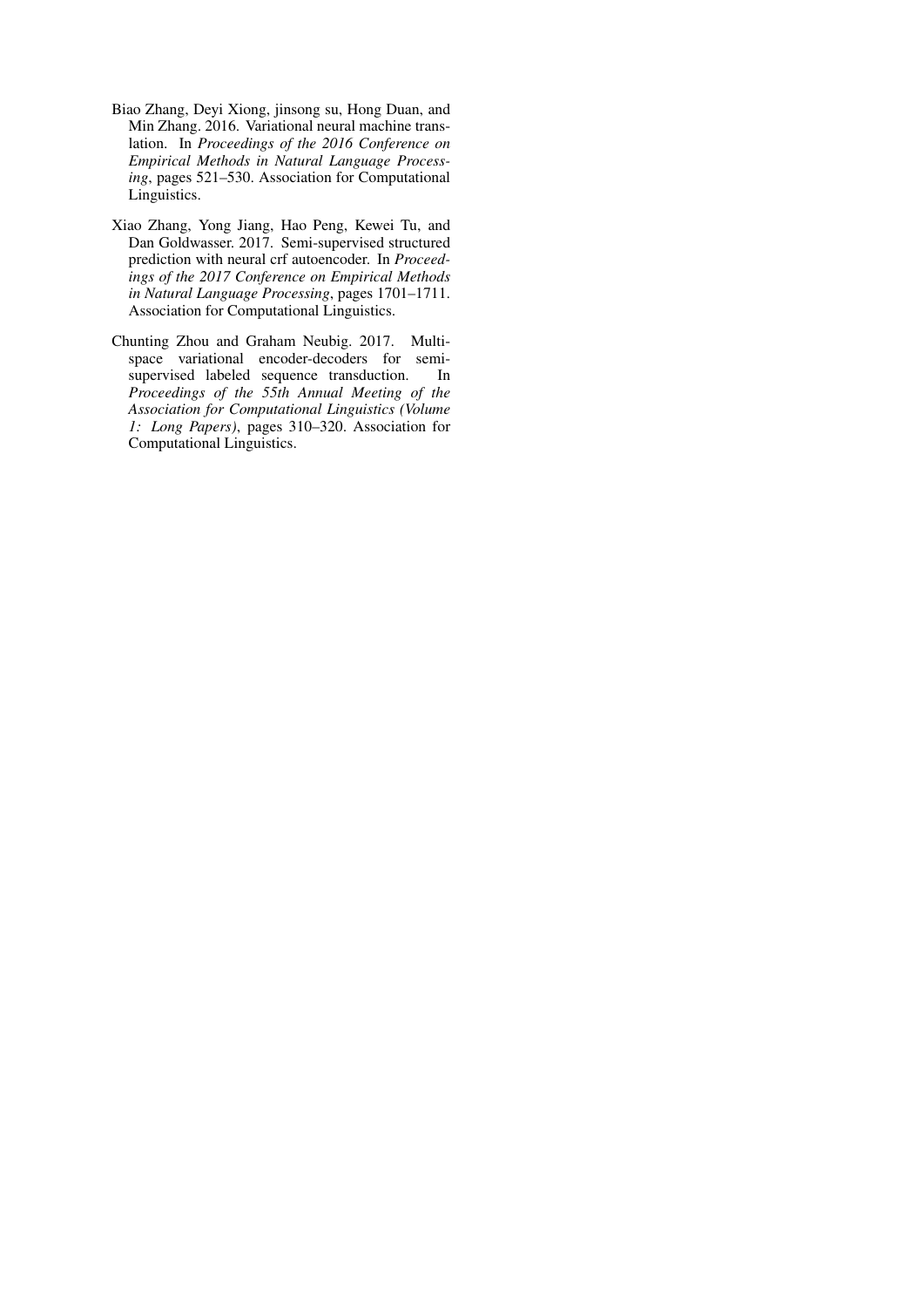Biao Zhang, Deyi Xiong, jinsong su, Hong Duan, and Min Zhang. 2016. Variational neural machine translation. In *Proceedings of the 2016 Conference on Empirical Methods in Natural Language Processing*, pages 521–530. Association for Computational Linguistics.

Xiao Zhang, Yong Jiang, Hao Peng, Kewei Tu, and Dan Goldwasser. 2017. Semi-supervised structured prediction with neural crf autoencoder. In *Proceedings of the 2017 Conference on Empirical Methods in Natural Language Processing*, pages 1701–1711. Association for Computational Linguistics.

Chunting Zhou and Graham Neubig. 2017. Multi-space variational encoder-decoders for semi-supervised labeled sequence transduction. In *Proceedings of the 55th Annual Meeting of the Association for Computational Linguistics (Volume 1: Long Papers)*, pages 310–320. Association for Computational Linguistics.